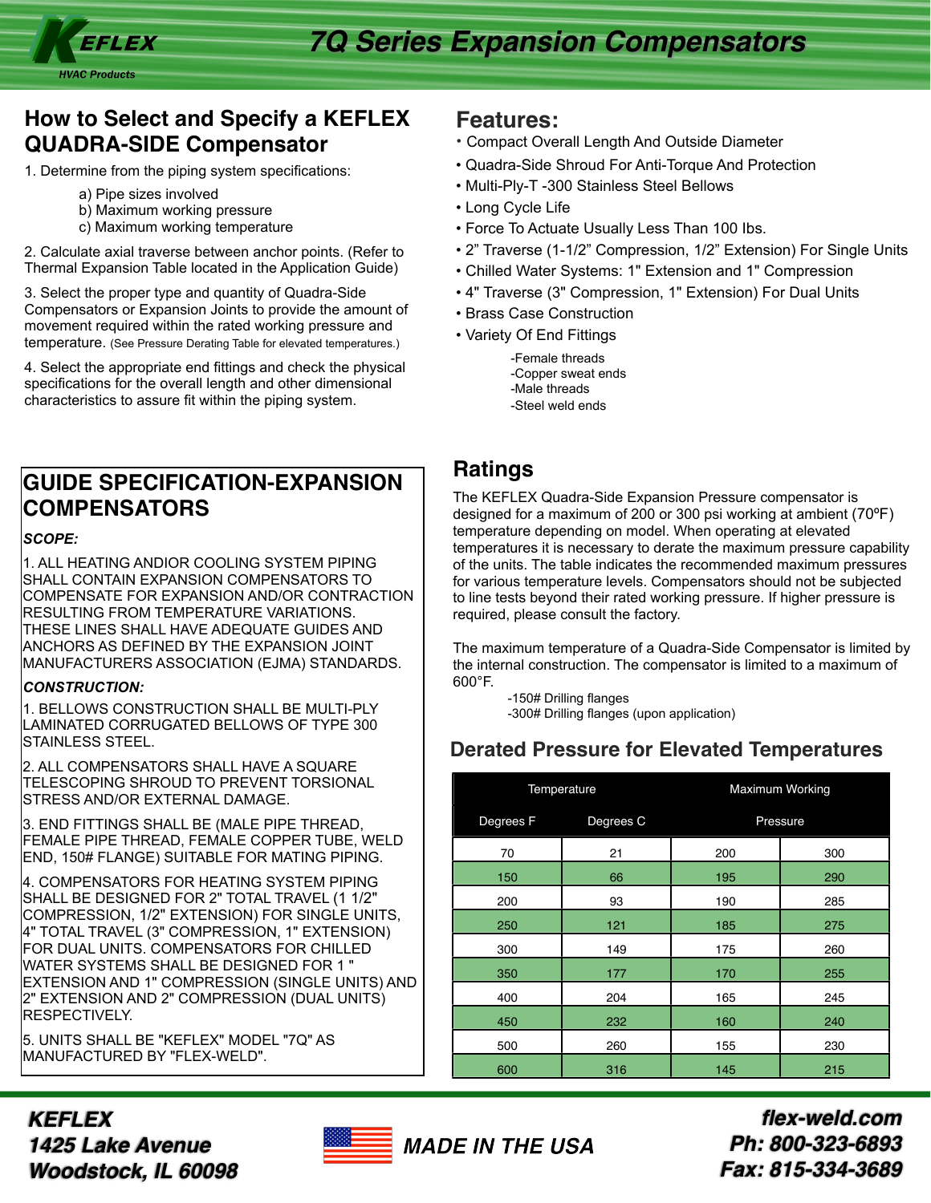KEFLEX
HVAC Products

# 7Q Series Expansion Compensators

## How to Select and Specify a KEFLEX QUADRA-SIDE Compensator

1. Determine from the piping system specifications:

   a) Pipe sizes involved
   b) Maximum working pressure
   c) Maximum working temperature

2. Calculate axial traverse between anchor points. (Refer to Thermal Expansion Table located in the Application Guide)

3. Select the proper type and quantity of Quadra-Side Compensators or Expansion Joints to provide the amount of movement required within the rated working pressure and temperature. (See Pressure Derating Table for elevated temperatures.)

4. Select the appropriate end fittings and check the physical specifications for the overall length and other dimensional characteristics to assure fit within the piping system.

## GUIDE SPECIFICATION-EXPANSION COMPENSATORS

***SCOPE:***

1. ALL HEATING ANDIOR COOLING SYSTEM PIPING SHALL CONTAIN EXPANSION COMPENSATORS TO COMPENSATE FOR EXPANSION AND/OR CONTRACTION RESULTING FROM TEMPERATURE VARIATIONS. THESE LINES SHALL HAVE ADEQUATE GUIDES AND ANCHORS AS DEFINED BY THE EXPANSION JOINT MANUFACTURERS ASSOCIATION (EJMA) STANDARDS.

***CONSTRUCTION:***

1. BELLOWS CONSTRUCTION SHALL BE MULTI-PLY LAMINATED CORRUGATED BELLOWS OF TYPE 300 STAINLESS STEEL.

2. ALL COMPENSATORS SHALL HAVE A SQUARE TELESCOPING SHROUD TO PREVENT TORSIONAL STRESS AND/OR EXTERNAL DAMAGE.

3. END FITTINGS SHALL BE (MALE PIPE THREAD, FEMALE PIPE THREAD, FEMALE COPPER TUBE, WELD END, 150# FLANGE) SUITABLE FOR MATING PIPING.

4. COMPENSATORS FOR HEATING SYSTEM PIPING SHALL BE DESIGNED FOR 2" TOTAL TRAVEL (1 1/2" COMPRESSION, 1/2" EXTENSION) FOR SINGLE UNITS, 4" TOTAL TRAVEL (3" COMPRESSION, 1" EXTENSION) FOR DUAL UNITS. COMPENSATORS FOR CHILLED WATER SYSTEMS SHALL BE DESIGNED FOR 1 " EXTENSION AND 1" COMPRESSION (SINGLE UNITS) AND 2" EXTENSION AND 2" COMPRESSION (DUAL UNITS) RESPECTIVELY.

5. UNITS SHALL BE "KEFLEX" MODEL "7Q" AS MANUFACTURED BY "FLEX-WELD".

## Features:

- Compact Overall Length And Outside Diameter
- Quadra-Side Shroud For Anti-Torque And Protection
- Multi-Ply-T -300 Stainless Steel Bellows
- Long Cycle Life
- Force To Actuate Usually Less Than 100 lbs.
- 2” Traverse (1-1/2” Compression, 1/2” Extension) For Single Units
- Chilled Water Systems: 1" Extension and 1" Compression
- 4" Traverse (3" Compression, 1" Extension) For Dual Units
- Brass Case Construction
- Variety Of End Fittings

  -Female threads
  -Copper sweat ends
  -Male threads
  -Steel weld ends

## Ratings

The KEFLEX Quadra-Side Expansion Pressure compensator is designed for a maximum of 200 or 300 psi working at ambient (70ºF) temperature depending on model. When operating at elevated temperatures it is necessary to derate the maximum pressure capability of the units. The table indicates the recommended maximum pressures for various temperature levels. Compensators should not be subjected to line tests beyond their rated working pressure. If higher pressure is required, please consult the factory.

The maximum temperature of a Quadra-Side Compensator is limited by the internal construction. The compensator is limited to a maximum of 600°F.

-150# Drilling flanges
-300# Drilling flanges (upon application)

### Derated Pressure for Elevated Temperatures

| Temperature | | Maximum Working | |
|---|---|---|---|
| Degrees F | Degrees C | Pressure | |
| 70 | 21 | 200 | 300 |
| 150 | 66 | 195 | 290 |
| 200 | 93 | 190 | 285 |
| 250 | 121 | 185 | 275 |
| 300 | 149 | 175 | 260 |
| 350 | 177 | 170 | 255 |
| 400 | 204 | 165 | 245 |
| 450 | 232 | 160 | 240 |
| 500 | 260 | 155 | 230 |
| 600 | 316 | 145 | 215 |

**KEFLEX**
**1425 Lake Avenue**
**Woodstock, IL 60098**

**MADE IN THE USA**

**flex-weld.com**
**Ph: 800-323-6893**
**Fax: 815-334-3689**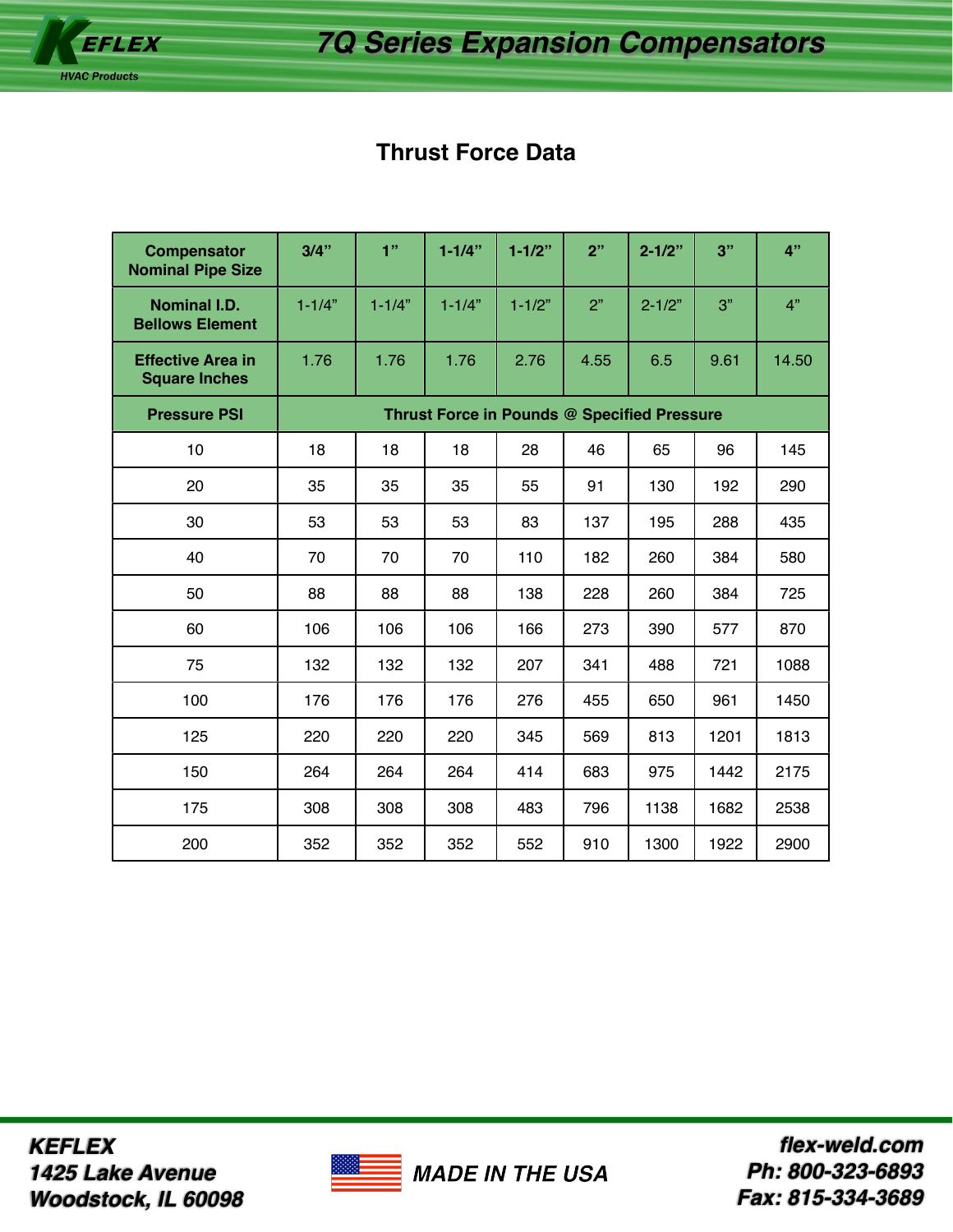# 7Q Series Expansion Compensators

## Thrust Force Data

| Compensator Nominal Pipe Size | 3/4" | 1" | 1-1/4" | 1-1/2" | 2" | 2-1/2" | 3" | 4" |
|---|---|---|---|---|---|---|---|---|
| Nominal I.D. Bellows Element | 1-1/4" | 1-1/4" | 1-1/4" | 1-1/2" | 2" | 2-1/2" | 3" | 4" |
| Effective Area in Square Inches | 1.76 | 1.76 | 1.76 | 2.76 | 4.55 | 6.5 | 9.61 | 14.50 |
| Pressure PSI | Thrust Force in Pounds @ Specified Pressure | | | | | | | |
| 10 | 18 | 18 | 18 | 28 | 46 | 65 | 96 | 145 |
| 20 | 35 | 35 | 35 | 55 | 91 | 130 | 192 | 290 |
| 30 | 53 | 53 | 53 | 83 | 137 | 195 | 288 | 435 |
| 40 | 70 | 70 | 70 | 110 | 182 | 260 | 384 | 580 |
| 50 | 88 | 88 | 88 | 138 | 228 | 260 | 384 | 725 |
| 60 | 106 | 106 | 106 | 166 | 273 | 390 | 577 | 870 |
| 75 | 132 | 132 | 132 | 207 | 341 | 488 | 721 | 1088 |
| 100 | 176 | 176 | 176 | 276 | 455 | 650 | 961 | 1450 |
| 125 | 220 | 220 | 220 | 345 | 569 | 813 | 1201 | 1813 |
| 150 | 264 | 264 | 264 | 414 | 683 | 975 | 1442 | 2175 |
| 175 | 308 | 308 | 308 | 483 | 796 | 1138 | 1682 | 2538 |
| 200 | 352 | 352 | 352 | 552 | 910 | 1300 | 1922 | 2900 |